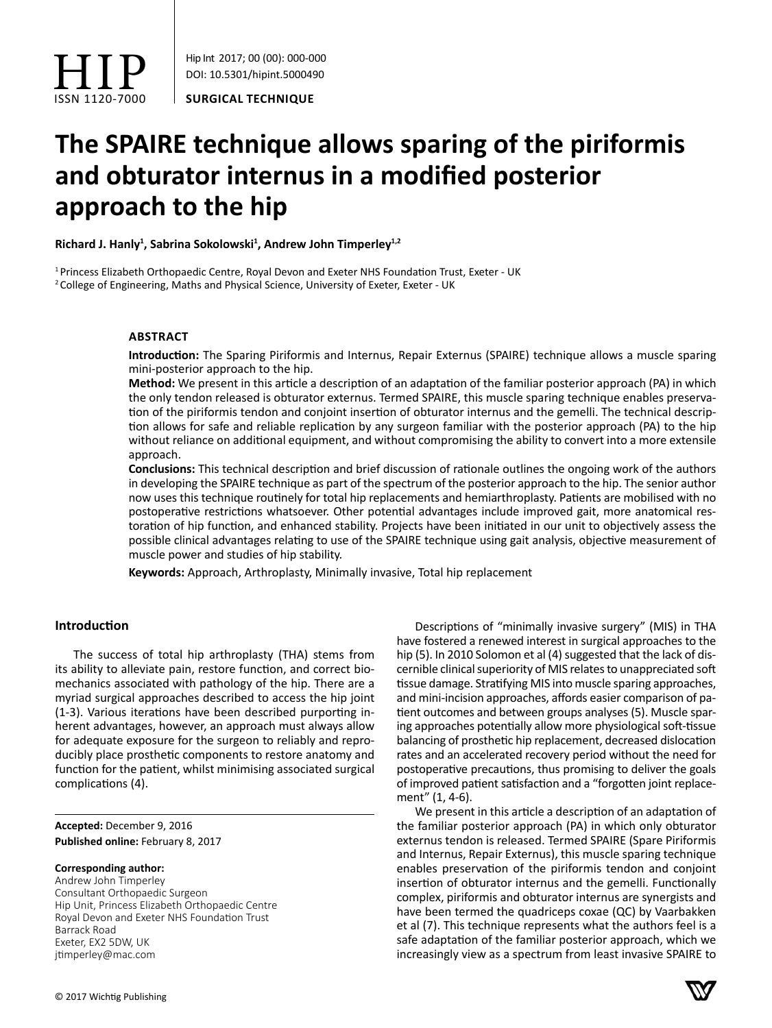HIP
ISSN 1120-7000

DOI: 10.5301/hipint.5000490

**SURGICAL TECHNIQUE**

# The SPAIRE technique allows sparing of the piriformis and obturator internus in a modified posterior approach to the hip

**Richard J. Hanly[1], Sabrina Sokolowski[1], Andrew John Timperley[1,2]**

[1] Princess Elizabeth Orthopaedic Centre, Royal Devon and Exeter NHS Foundation Trust, Exeter - UK
[2] College of Engineering, Maths and Physical Science, University of Exeter, Exeter - UK

## ABSTRACT

**Introduction:** The Sparing Piriformis and Internus, Repair Externus (SPAIRE) technique allows a muscle sparing mini-posterior approach to the hip.

**Method:** We present in this article a description of an adaptation of the familiar posterior approach (PA) in which the only tendon released is obturator externus. Termed SPAIRE, this muscle sparing technique enables preservation of the piriformis tendon and conjoint insertion of obturator internus and the gemelli. The technical description allows for safe and reliable replication by any surgeon familiar with the posterior approach (PA) to the hip without reliance on additional equipment, and without compromising the ability to convert into a more extensile approach.

**Conclusions:** This technical description and brief discussion of rationale outlines the ongoing work of the authors in developing the SPAIRE technique as part of the spectrum of the posterior approach to the hip. The senior author now uses this technique routinely for total hip replacements and hemiarthroplasty. Patients are mobilised with no postoperative restrictions whatsoever. Other potential advantages include improved gait, more anatomical restoration of hip function, and enhanced stability. Projects have been initiated in our unit to objectively assess the possible clinical advantages relating to use of the SPAIRE technique using gait analysis, objective measurement of muscle power and studies of hip stability.

**Keywords:** Approach, Arthroplasty, Minimally invasive, Total hip replacement

## Introduction

The success of total hip arthroplasty (THA) stems from its ability to alleviate pain, restore function, and correct biomechanics associated with pathology of the hip. There are a myriad surgical approaches described to access the hip joint (1-3). Various iterations have been described purporting inherent advantages, however, an approach must always allow for adequate exposure for the surgeon to reliably and reproducibly place prosthetic components to restore anatomy and function for the patient, whilst minimising associated surgical complications (4).

**Accepted:** December 9, 2016
**Published online:** February 8, 2017

**Corresponding author:**
Andrew John Timperley
Consultant Orthopaedic Surgeon
Hip Unit, Princess Elizabeth Orthopaedic Centre
Royal Devon and Exeter NHS Foundation Trust
Barrack Road
Exeter, EX2 5DW, UK
jtimperley@mac.com

Descriptions of "minimally invasive surgery" (MIS) in THA have fostered a renewed interest in surgical approaches to the hip (5). In 2010 Solomon et al (4) suggested that the lack of discernible clinical superiority of MIS relates to unappreciated soft tissue damage. Stratifying MIS into muscle sparing approaches, and mini-incision approaches, affords easier comparison of patient outcomes and between groups analyses (5). Muscle sparing approaches potentially allow more physiological soft-tissue balancing of prosthetic hip replacement, decreased dislocation rates and an accelerated recovery period without the need for postoperative precautions, thus promising to deliver the goals of improved patient satisfaction and a "forgotten joint replacement" (1, 4-6).

We present in this article a description of an adaptation of the familiar posterior approach (PA) in which only obturator externus tendon is released. Termed SPAIRE (Spare Piriformis and Internus, Repair Externus), this muscle sparing technique enables preservation of the piriformis tendon and conjoint insertion of obturator internus and the gemelli. Functionally complex, piriformis and obturator internus are synergists and have been termed the quadriceps coxae (QC) by Vaarbakken et al (7). This technique represents what the authors feel is a safe adaptation of the familiar posterior approach, which we increasingly view as a spectrum from least invasive SPAIRE to

© 2017 Wichtig Publishing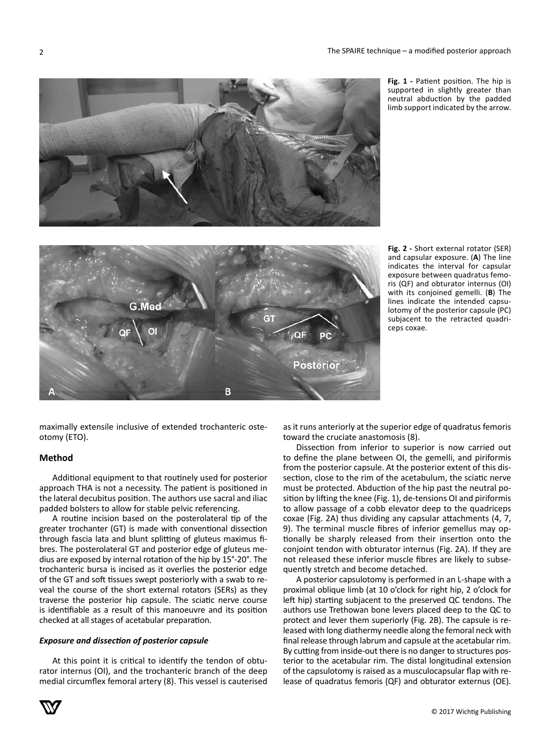Fig. 1 - Patient position. The hip is supported in slightly greater than neutral abduction by the padded limb support indicated by the arrow.

Fig. 2 - Short external rotator (SER) and capsular exposure. (**A**) The line indicates the interval for capsular exposure between quadratus femoris (QF) and obturator internus (OI) with its conjoined gemelli. (**B**) The lines indicate the intended capsulotomy of the posterior capsule (PC) subjacent to the retracted quadriceps coxae.

maximally extensile inclusive of extended trochanteric osteotomy (ETO).

## Method

Additional equipment to that routinely used for posterior approach THA is not a necessity. The patient is positioned in the lateral decubitus position. The authors use sacral and iliac padded bolsters to allow for stable pelvic referencing.

A routine incision based on the posterolateral tip of the greater trochanter (GT) is made with conventional dissection through fascia lata and blunt splitting of gluteus maximus fibres. The posterolateral GT and posterior edge of gluteus medius are exposed by internal rotation of the hip by 15°-20°. The trochanteric bursa is incised as it overlies the posterior edge of the GT and soft tissues swept posteriorly with a swab to reveal the course of the short external rotators (SERs) as they traverse the posterior hip capsule. The sciatic nerve course is identifiable as a result of this manoeuvre and its position checked at all stages of acetabular preparation.

### *Exposure and dissection of posterior capsule*

At this point it is critical to identify the tendon of obturator internus (OI), and the trochanteric branch of the deep medial circumflex femoral artery (8). This vessel is cauterised as it runs anteriorly at the superior edge of quadratus femoris toward the cruciate anastomosis (8).

Dissection from inferior to superior is now carried out to define the plane between OI, the gemelli, and piriformis from the posterior capsule. At the posterior extent of this dissection, close to the rim of the acetabulum, the sciatic nerve must be protected. Abduction of the hip past the neutral position by lifting the knee (Fig. 1), de-tensions OI and piriformis to allow passage of a cobb elevator deep to the quadriceps coxae (Fig. 2A) thus dividing any capsular attachments (4, 7, 9). The terminal muscle fibres of inferior gemellus may optionally be sharply released from their insertion onto the conjoint tendon with obturator internus (Fig. 2A). If they are not released these inferior muscle fibres are likely to subsequently stretch and become detached.

A posterior capsulotomy is performed in an L-shape with a proximal oblique limb (at 10 o'clock for right hip, 2 o'clock for left hip) starting subjacent to the preserved QC tendons. The authors use Trethowan bone levers placed deep to the QC to protect and lever them superiorly (Fig. 2B). The capsule is released with long diathermy needle along the femoral neck with final release through labrum and capsule at the acetabular rim. By cutting from inside-out there is no danger to structures posterior to the acetabular rim. The distal longitudinal extension of the capsulotomy is raised as a musculocapsular flap with release of quadratus femoris (QF) and obturator externus (OE).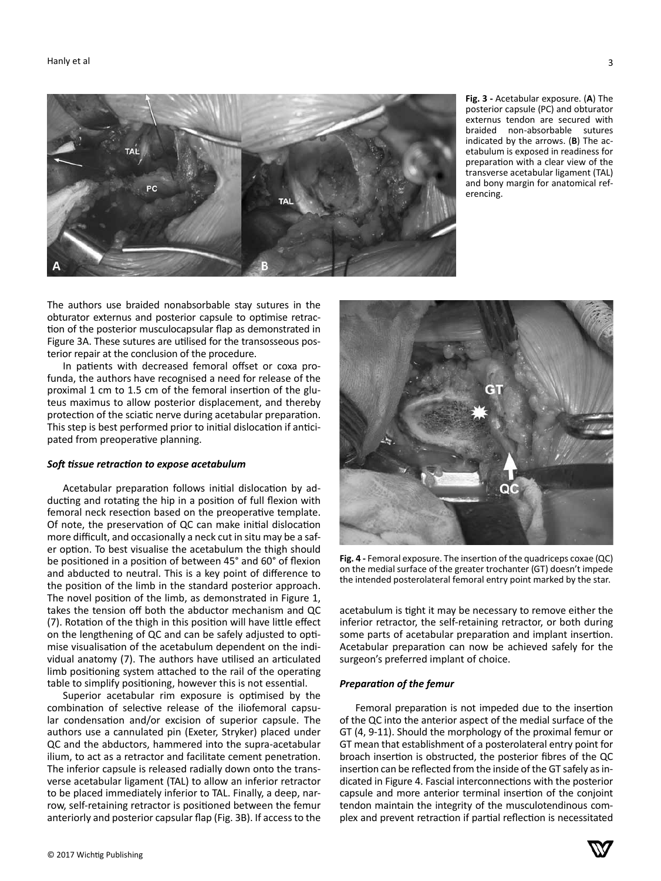Fig. 3 - Acetabular exposure. (**A**) The posterior capsule (PC) and obturator externus tendon are secured with braided non-absorbable sutures indicated by the arrows. (**B**) The acetabulum is exposed in readiness for preparation with a clear view of the transverse acetabular ligament (TAL) and bony margin for anatomical referencing.

The authors use braided nonabsorbable stay sutures in the obturator externus and posterior capsule to optimise retraction of the posterior musculocapsular flap as demonstrated in Figure 3A. These sutures are utilised for the transosseous posterior repair at the conclusion of the procedure.

In patients with decreased femoral offset or coxa profunda, the authors have recognised a need for release of the proximal 1 cm to 1.5 cm of the femoral insertion of the gluteus maximus to allow posterior displacement, and thereby protection of the sciatic nerve during acetabular preparation. This step is best performed prior to initial dislocation if anticipated from preoperative planning.

### *Soft tissue retraction to expose acetabulum*

Acetabular preparation follows initial dislocation by adducting and rotating the hip in a position of full flexion with femoral neck resection based on the preoperative template. Of note, the preservation of QC can make initial dislocation more difficult, and occasionally a neck cut in situ may be a safer option. To best visualise the acetabulum the thigh should be positioned in a position of between 45° and 60° of flexion and abducted to neutral. This is a key point of difference to the position of the limb in the standard posterior approach. The novel position of the limb, as demonstrated in Figure 1, takes the tension off both the abductor mechanism and QC (7). Rotation of the thigh in this position will have little effect on the lengthening of QC and can be safely adjusted to optimise visualisation of the acetabulum dependent on the individual anatomy (7). The authors have utilised an articulated limb positioning system attached to the rail of the operating table to simplify positioning, however this is not essential.

Superior acetabular rim exposure is optimised by the combination of selective release of the iliofemoral capsular condensation and/or excision of superior capsule. The authors use a cannulated pin (Exeter, Stryker) placed under QC and the abductors, hammered into the supra-acetabular ilium, to act as a retractor and facilitate cement penetration. The inferior capsule is released radially down onto the transverse acetabular ligament (TAL) to allow an inferior retractor to be placed immediately inferior to TAL. Finally, a deep, narrow, self-retaining retractor is positioned between the femur anteriorly and posterior capsular flap (Fig. 3B). If access to the acetabulum is tight it may be necessary to remove either the inferior retractor, the self-retaining retractor, or both during some parts of acetabular preparation and implant insertion. Acetabular preparation can now be achieved safely for the surgeon's preferred implant of choice.

Fig. 4 - Femoral exposure. The insertion of the quadriceps coxae (QC) on the medial surface of the greater trochanter (GT) doesn't impede the intended posterolateral femoral entry point marked by the star.

### *Preparation of the femur*

Femoral preparation is not impeded due to the insertion of the QC into the anterior aspect of the medial surface of the GT (4, 9-11). Should the morphology of the proximal femur or GT mean that establishment of a posterolateral entry point for broach insertion is obstructed, the posterior fibres of the QC insertion can be reflected from the inside of the GT safely as indicated in Figure 4. Fascial interconnections with the posterior capsule and more anterior terminal insertion of the conjoint tendon maintain the integrity of the musculotendinous complex and prevent retraction if partial reflection is necessitated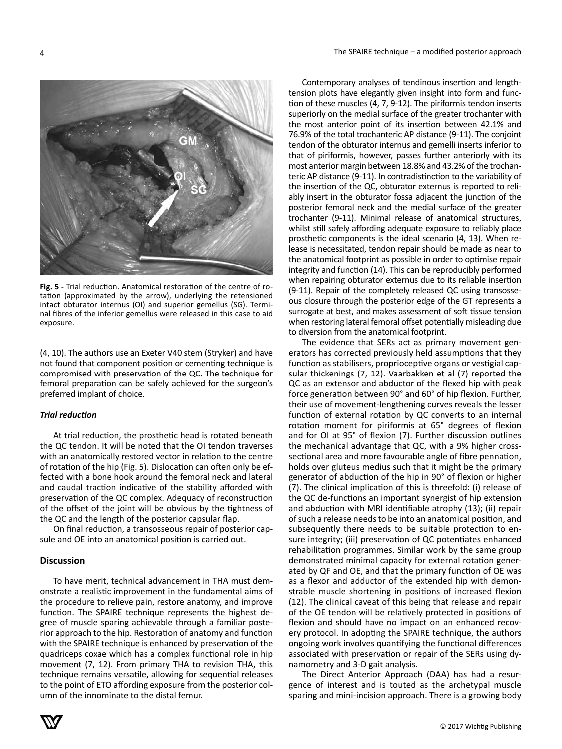Fig. 5 - Trial reduction. Anatomical restoration of the centre of rotation (approximated by the arrow), underlying the retensioned intact obturator internus (OI) and superior gemellus (SG). Terminal fibres of the inferior gemellus were released in this case to aid exposure.

(4, 10). The authors use an Exeter V40 stem (Stryker) and have not found that component position or cementing technique is compromised with preservation of the QC. The technique for femoral preparation can be safely achieved for the surgeon's preferred implant of choice.

### *Trial reduction*

At trial reduction, the prosthetic head is rotated beneath the QC tendon. It will be noted that the OI tendon traverses with an anatomically restored vector in relation to the centre of rotation of the hip (Fig. 5). Dislocation can often only be effected with a bone hook around the femoral neck and lateral and caudal traction indicative of the stability afforded with preservation of the QC complex. Adequacy of reconstruction of the offset of the joint will be obvious by the tightness of the QC and the length of the posterior capsular flap.

On final reduction, a transosseous repair of posterior capsule and OE into an anatomical position is carried out.

## Discussion

To have merit, technical advancement in THA must demonstrate a realistic improvement in the fundamental aims of the procedure to relieve pain, restore anatomy, and improve function. The SPAIRE technique represents the highest degree of muscle sparing achievable through a familiar posterior approach to the hip. Restoration of anatomy and function with the SPAIRE technique is enhanced by preservation of the quadriceps coxae which has a complex functional role in hip movement (7, 12). From primary THA to revision THA, this technique remains versatile, allowing for sequential releases to the point of ETO affording exposure from the posterior column of the innominate to the distal femur.

Contemporary analyses of tendinous insertion and length-tension plots have elegantly given insight into form and function of these muscles (4, 7, 9-12). The piriformis tendon inserts superiorly on the medial surface of the greater trochanter with the most anterior point of its insertion between 42.1% and 76.9% of the total trochanteric AP distance (9-11). The conjoint tendon of the obturator internus and gemelli inserts inferior to that of piriformis, however, passes further anteriorly with its most anterior margin between 18.8% and 43.2% of the trochanteric AP distance (9-11). In contradistinction to the variability of the insertion of the QC, obturator externus is reported to reliably insert in the obturator fossa adjacent the junction of the posterior femoral neck and the medial surface of the greater trochanter (9-11). Minimal release of anatomical structures, whilst still safely affording adequate exposure to reliably place prosthetic components is the ideal scenario (4, 13). When release is necessitated, tendon repair should be made as near to the anatomical footprint as possible in order to optimise repair integrity and function (14). This can be reproducibly performed when repairing obturator externus due to its reliable insertion (9-11). Repair of the completely released QC using transosseous closure through the posterior edge of the GT represents a surrogate at best, and makes assessment of soft tissue tension when restoring lateral femoral offset potentially misleading due to diversion from the anatomical footprint.

The evidence that SERs act as primary movement generators has corrected previously held assumptions that they function as stabilisers, proprioceptive organs or vestigial capsular thickenings (7, 12). Vaarbakken et al (7) reported the QC as an extensor and abductor of the flexed hip with peak force generation between 90° and 60° of hip flexion. Further, their use of movement-lengthening curves reveals the lesser function of external rotation by QC converts to an internal rotation moment for piriformis at 65° degrees of flexion and for OI at 95° of flexion (7). Further discussion outlines the mechanical advantage that QC, with a 9% higher cross-sectional area and more favourable angle of fibre pennation, holds over gluteus medius such that it might be the primary generator of abduction of the hip in 90° of flexion or higher (7). The clinical implication of this is threefold: (i) release of the QC de-functions an important synergist of hip extension and abduction with MRI identifiable atrophy (13); (ii) repair of such a release needs to be into an anatomical position, and subsequently there needs to be suitable protection to ensure integrity; (iii) preservation of QC potentiates enhanced rehabilitation programmes. Similar work by the same group demonstrated minimal capacity for external rotation generated by QF and OE, and that the primary function of OE was as a flexor and adductor of the extended hip with demonstrable muscle shortening in positions of increased flexion (12). The clinical caveat of this being that release and repair of the OE tendon will be relatively protected in positions of flexion and should have no impact on an enhanced recovery protocol. In adopting the SPAIRE technique, the authors ongoing work involves quantifying the functional differences associated with preservation or repair of the SERs using dynamometry and 3-D gait analysis.

The Direct Anterior Approach (DAA) has had a resurgence of interest and is touted as the archetypal muscle sparing and mini-incision approach. There is a growing body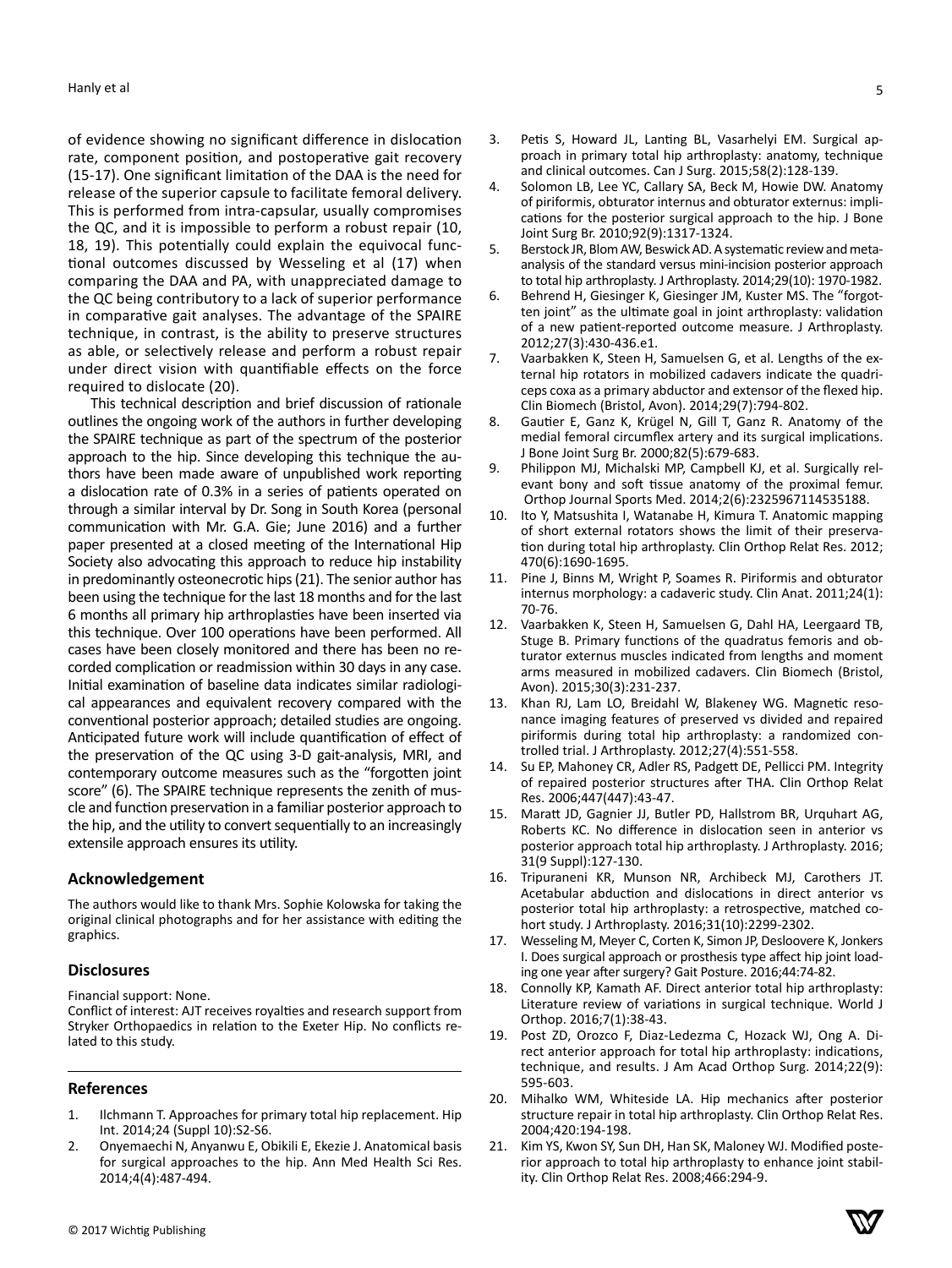of evidence showing no significant difference in dislocation rate, component position, and postoperative gait recovery (15-17). One significant limitation of the DAA is the need for release of the superior capsule to facilitate femoral delivery. This is performed from intra-capsular, usually compromises the QC, and it is impossible to perform a robust repair (10, 18, 19). This potentially could explain the equivocal functional outcomes discussed by Wesseling et al (17) when comparing the DAA and PA, with unappreciated damage to the QC being contributory to a lack of superior performance in comparative gait analyses. The advantage of the SPAIRE technique, in contrast, is the ability to preserve structures as able, or selectively release and perform a robust repair under direct vision with quantifiable effects on the force required to dislocate (20).

This technical description and brief discussion of rationale outlines the ongoing work of the authors in further developing the SPAIRE technique as part of the spectrum of the posterior approach to the hip. Since developing this technique the authors have been made aware of unpublished work reporting a dislocation rate of 0.3% in a series of patients operated on through a similar interval by Dr. Song in South Korea (personal communication with Mr. G.A. Gie; June 2016) and a further paper presented at a closed meeting of the International Hip Society also advocating this approach to reduce hip instability in predominantly osteonecrotic hips (21). The senior author has been using the technique for the last 18 months and for the last 6 months all primary hip arthroplasties have been inserted via this technique. Over 100 operations have been performed. All cases have been closely monitored and there has been no recorded complication or readmission within 30 days in any case. Initial examination of baseline data indicates similar radiological appearances and equivalent recovery compared with the conventional posterior approach; detailed studies are ongoing. Anticipated future work will include quantification of effect of the preservation of the QC using 3-D gait-analysis, MRI, and contemporary outcome measures such as the "forgotten joint score" (6). The SPAIRE technique represents the zenith of muscle and function preservation in a familiar posterior approach to the hip, and the utility to convert sequentially to an increasingly extensile approach ensures its utility.

## Acknowledgement

The authors would like to thank Mrs. Sophie Kolowska for taking the original clinical photographs and for her assistance with editing the graphics.

## Disclosures

Financial support: None.
Conflict of interest: AJT receives royalties and research support from Stryker Orthopaedics in relation to the Exeter Hip. No conflicts related to this study.

## References

1. Ilchmann T. Approaches for primary total hip replacement. Hip Int. 2014;24 (Suppl 10):S2-S6.
2. Onyemaechi N, Anyanwu E, Obikili E, Ekezie J. Anatomical basis for surgical approaches to the hip. Ann Med Health Sci Res. 2014;4(4):487-494.
3. Petis S, Howard JL, Lanting BL, Vasarhelyi EM. Surgical approach in primary total hip arthroplasty: anatomy, technique and clinical outcomes. Can J Surg. 2015;58(2):128-139.
4. Solomon LB, Lee YC, Callary SA, Beck M, Howie DW. Anatomy of piriformis, obturator internus and obturator externus: implications for the posterior surgical approach to the hip. J Bone Joint Surg Br. 2010;92(9):1317-1324.
5. Berstock JR, Blom AW, Beswick AD. A systematic review and meta-analysis of the standard versus mini-incision posterior approach to total hip arthroplasty. J Arthroplasty. 2014;29(10): 1970-1982.
6. Behrend H, Giesinger K, Giesinger JM, Kuster MS. The "forgotten joint" as the ultimate goal in joint arthroplasty: validation of a new patient-reported outcome measure. J Arthroplasty. 2012;27(3):430-436.e1.
7. Vaarbakken K, Steen H, Samuelsen G, et al. Lengths of the external hip rotators in mobilized cadavers indicate the quadriceps coxa as a primary abductor and extensor of the flexed hip. Clin Biomech (Bristol, Avon). 2014;29(7):794-802.
8. Gautier E, Ganz K, Krügel N, Gill T, Ganz R. Anatomy of the medial femoral circumflex artery and its surgical implications. J Bone Joint Surg Br. 2000;82(5):679-683.
9. Philippon MJ, Michalski MP, Campbell KJ, et al. Surgically relevant bony and soft tissue anatomy of the proximal femur. Orthop Journal Sports Med. 2014;2(6):2325967114535188.
10. Ito Y, Matsushita I, Watanabe H, Kimura T. Anatomic mapping of short external rotators shows the limit of their preservation during total hip arthroplasty. Clin Orthop Relat Res. 2012; 470(6):1690-1695.
11. Pine J, Binns M, Wright P, Soames R. Piriformis and obturator internus morphology: a cadaveric study. Clin Anat. 2011;24(1): 70-76.
12. Vaarbakken K, Steen H, Samuelsen G, Dahl HA, Leergaard TB, Stuge B. Primary functions of the quadratus femoris and obturator externus muscles indicated from lengths and moment arms measured in mobilized cadavers. Clin Biomech (Bristol, Avon). 2015;30(3):231-237.
13. Khan RJ, Lam LO, Breidahl W, Blakeney WG. Magnetic resonance imaging features of preserved vs divided and repaired piriformis during total hip arthroplasty: a randomized controlled trial. J Arthroplasty. 2012;27(4):551-558.
14. Su EP, Mahoney CR, Adler RS, Padgett DE, Pellicci PM. Integrity of repaired posterior structures after THA. Clin Orthop Relat Res. 2006;447(447):43-47.
15. Maratt JD, Gagnier JJ, Butler PD, Hallstrom BR, Urquhart AG, Roberts KC. No difference in dislocation seen in anterior vs posterior approach total hip arthroplasty. J Arthroplasty. 2016; 31(9 Suppl):127-130.
16. Tripuraneni KR, Munson NR, Archibeck MJ, Carothers JT. Acetabular abduction and dislocations in direct anterior vs posterior total hip arthroplasty: a retrospective, matched cohort study. J Arthroplasty. 2016;31(10):2299-2302.
17. Wesseling M, Meyer C, Corten K, Simon JP, Desloovere K, Jonkers I. Does surgical approach or prosthesis type affect hip joint loading one year after surgery? Gait Posture. 2016;44:74-82.
18. Connolly KP, Kamath AF. Direct anterior total hip arthroplasty: Literature review of variations in surgical technique. World J Orthop. 2016;7(1):38-43.
19. Post ZD, Orozco F, Diaz-Ledezma C, Hozack WJ, Ong A. Direct anterior approach for total hip arthroplasty: indications, technique, and results. J Am Acad Orthop Surg. 2014;22(9): 595-603.
20. Mihalko WM, Whiteside LA. Hip mechanics after posterior structure repair in total hip arthroplasty. Clin Orthop Relat Res. 2004;420:194-198.
21. Kim YS, Kwon SY, Sun DH, Han SK, Maloney WJ. Modified posterior approach to total hip arthroplasty to enhance joint stability. Clin Orthop Relat Res. 2008;466:294-9.